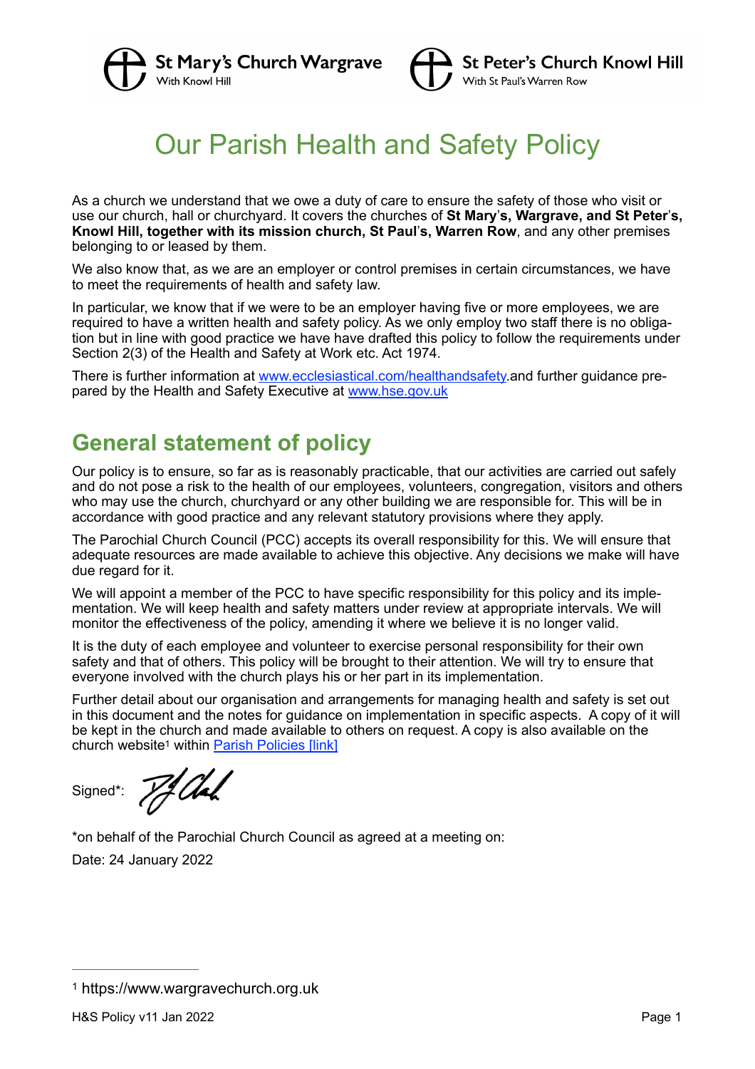St Mary's Church Wargrave
With Knowl Hill

St Peter's Church Knowl Hill
With St Paul's Warren Row

# Our Parish Health and Safety Policy

As a church we understand that we owe a duty of care to ensure the safety of those who visit or use our church, hall or churchyard. It covers the churches of **St Mary's, Wargrave, and St Peter's, Knowl Hill, together with its mission church, St Paul's, Warren Row**, and any other premises belonging to or leased by them.

We also know that, as we are an employer or control premises in certain circumstances, we have to meet the requirements of health and safety law.

In particular, we know that if we were to be an employer having five or more employees, we are required to have a written health and safety policy. As we only employ two staff there is no obligation but in line with good practice we have have drafted this policy to follow the requirements under Section 2(3) of the Health and Safety at Work etc. Act 1974.

There is further information at [www.ecclesiastical.com/healthandsafety](www.ecclesiastical.com/healthandsafety).and further guidance prepared by the Health and Safety Executive at [www.hse.gov.uk](www.hse.gov.uk)

## General statement of policy

Our policy is to ensure, so far as is reasonably practicable, that our activities are carried out safely and do not pose a risk to the health of our employees, volunteers, congregation, visitors and others who may use the church, churchyard or any other building we are responsible for. This will be in accordance with good practice and any relevant statutory provisions where they apply.

The Parochial Church Council (PCC) accepts its overall responsibility for this. We will ensure that adequate resources are made available to achieve this objective. Any decisions we make will have due regard for it.

We will appoint a member of the PCC to have specific responsibility for this policy and its implementation. We will keep health and safety matters under review at appropriate intervals. We will monitor the effectiveness of the policy, amending it where we believe it is no longer valid.

It is the duty of each employee and volunteer to exercise personal responsibility for their own safety and that of others. This policy will be brought to their attention. We will try to ensure that everyone involved with the church plays his or her part in its implementation.

Further detail about our organisation and arrangements for managing health and safety is set out in this document and the notes for guidance on implementation in specific aspects. A copy of it will be kept in the church and made available to others on request. A copy is also available on the church website[1] within [Parish Policies [link]]

Signed*:

*on behalf of the Parochial Church Council as agreed at a meeting on:

Date: 24 January 2022

---

[1] https://www.wargravechurch.org.uk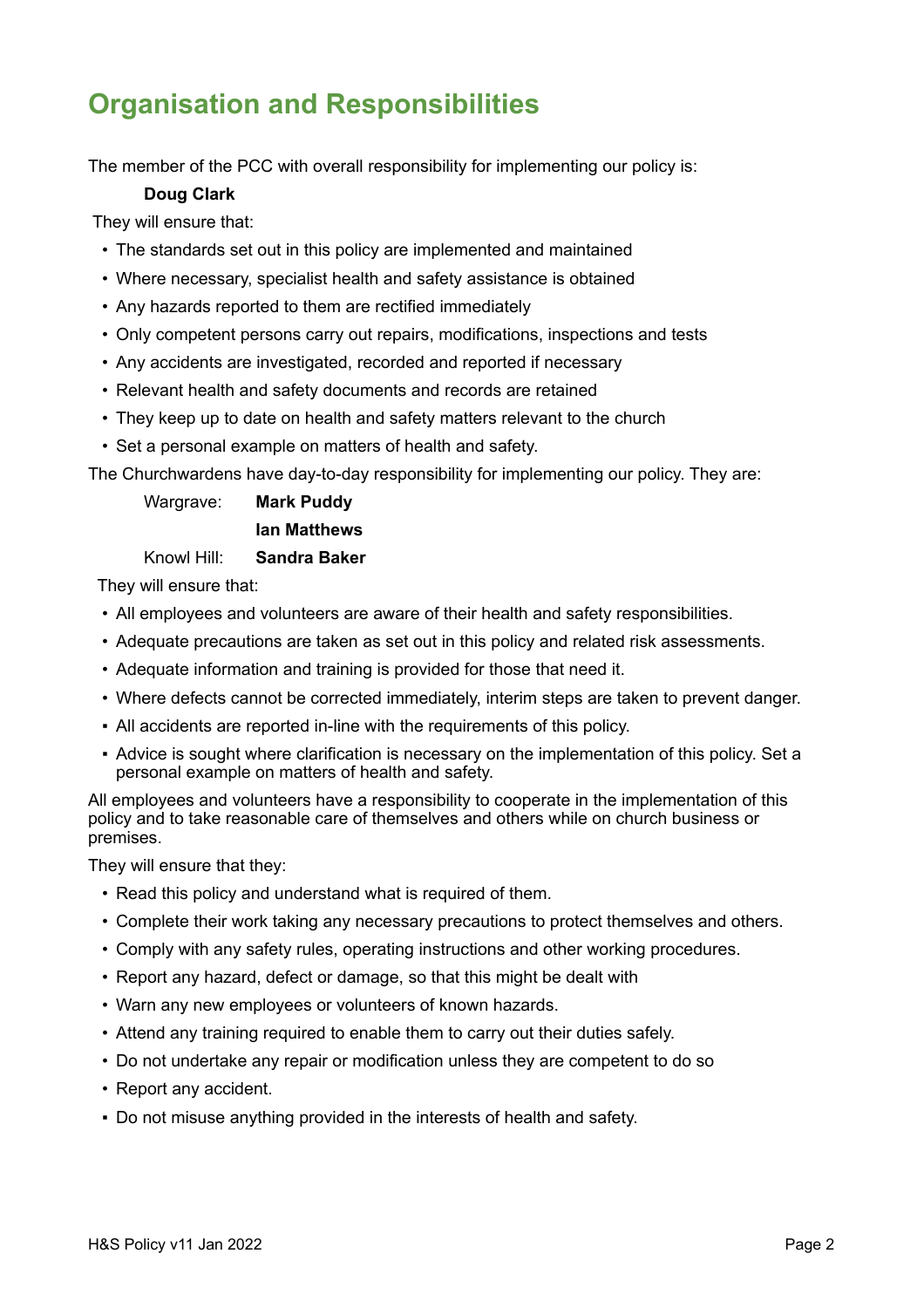# Organisation and Responsibilities

The member of the PCC with overall responsibility for implementing our policy is:

**Doug Clark**

They will ensure that:

- The standards set out in this policy are implemented and maintained
- Where necessary, specialist health and safety assistance is obtained
- Any hazards reported to them are rectified immediately
- Only competent persons carry out repairs, modifications, inspections and tests
- Any accidents are investigated, recorded and reported if necessary
- Relevant health and safety documents and records are retained
- They keep up to date on health and safety matters relevant to the church
- Set a personal example on matters of health and safety.

The Churchwardens have day-to-day responsibility for implementing our policy. They are:

| | |
|---|---|
| Wargrave: | **Mark Puddy** |
| | **Ian Matthews** |
| Knowl Hill: | **Sandra Baker** |

They will ensure that:

- All employees and volunteers are aware of their health and safety responsibilities.
- Adequate precautions are taken as set out in this policy and related risk assessments.
- Adequate information and training is provided for those that need it.
- Where defects cannot be corrected immediately, interim steps are taken to prevent danger.
- All accidents are reported in-line with the requirements of this policy.
- Advice is sought where clarification is necessary on the implementation of this policy. Set a personal example on matters of health and safety.

All employees and volunteers have a responsibility to cooperate in the implementation of this policy and to take reasonable care of themselves and others while on church business or premises.

They will ensure that they:

- Read this policy and understand what is required of them.
- Complete their work taking any necessary precautions to protect themselves and others.
- Comply with any safety rules, operating instructions and other working procedures.
- Report any hazard, defect or damage, so that this might be dealt with
- Warn any new employees or volunteers of known hazards.
- Attend any training required to enable them to carry out their duties safely.
- Do not undertake any repair or modification unless they are competent to do so
- Report any accident.
- Do not misuse anything provided in the interests of health and safety.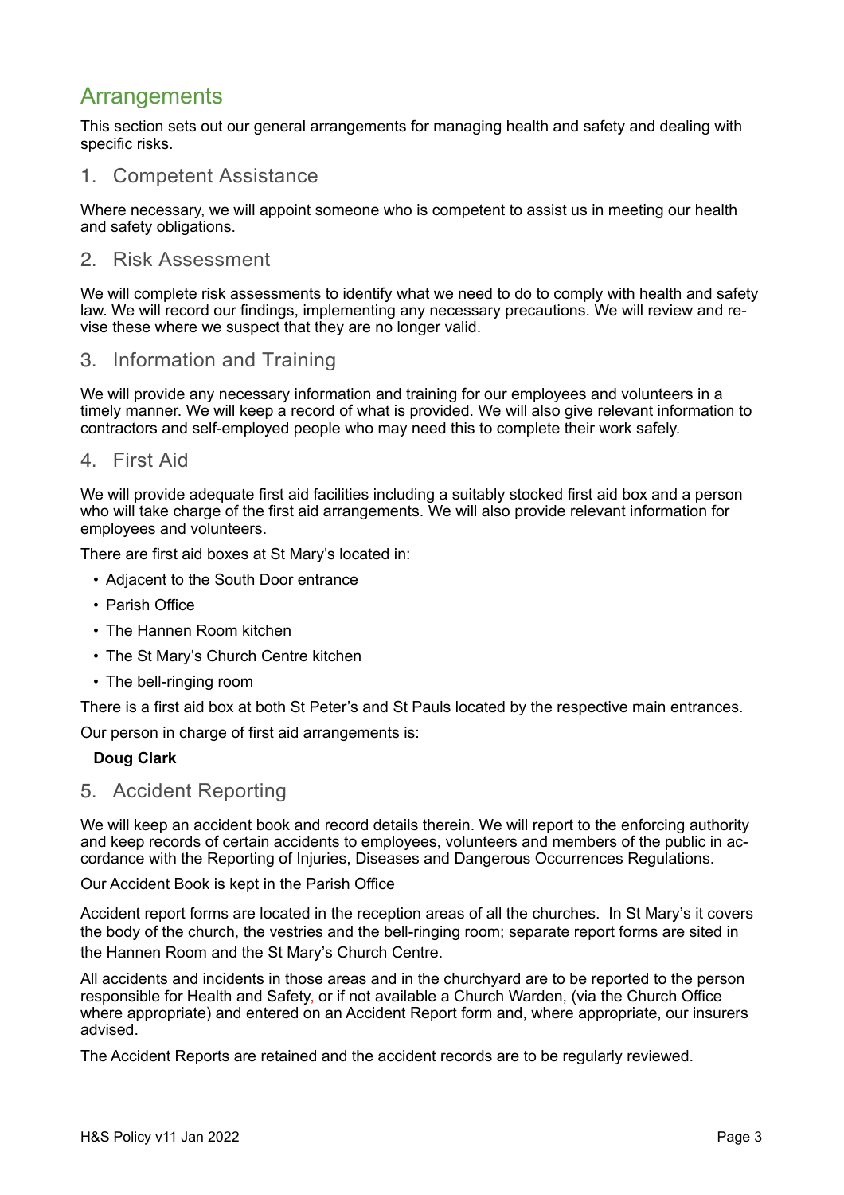## Arrangements

This section sets out our general arrangements for managing health and safety and dealing with specific risks.

### 1. Competent Assistance

Where necessary, we will appoint someone who is competent to assist us in meeting our health and safety obligations.

### 2. Risk Assessment

We will complete risk assessments to identify what we need to do to comply with health and safety law. We will record our findings, implementing any necessary precautions. We will review and revise these where we suspect that they are no longer valid.

### 3. Information and Training

We will provide any necessary information and training for our employees and volunteers in a timely manner. We will keep a record of what is provided. We will also give relevant information to contractors and self-employed people who may need this to complete their work safely.

### 4. First Aid

We will provide adequate first aid facilities including a suitably stocked first aid box and a person who will take charge of the first aid arrangements. We will also provide relevant information for employees and volunteers.

There are first aid boxes at St Mary's located in:

- Adjacent to the South Door entrance
- Parish Office
- The Hannen Room kitchen
- The St Mary's Church Centre kitchen
- The bell-ringing room

There is a first aid box at both St Peter's and St Pauls located by the respective main entrances.

Our person in charge of first aid arrangements is:

**Doug Clark**

### 5. Accident Reporting

We will keep an accident book and record details therein. We will report to the enforcing authority and keep records of certain accidents to employees, volunteers and members of the public in accordance with the Reporting of Injuries, Diseases and Dangerous Occurrences Regulations.

Our Accident Book is kept in the Parish Office

Accident report forms are located in the reception areas of all the churches. In St Mary's it covers the body of the church, the vestries and the bell-ringing room; separate report forms are sited in the Hannen Room and the St Mary's Church Centre.

All accidents and incidents in those areas and in the churchyard are to be reported to the person responsible for Health and Safety, or if not available a Church Warden, (via the Church Office where appropriate) and entered on an Accident Report form and, where appropriate, our insurers advised.

The Accident Reports are retained and the accident records are to be regularly reviewed.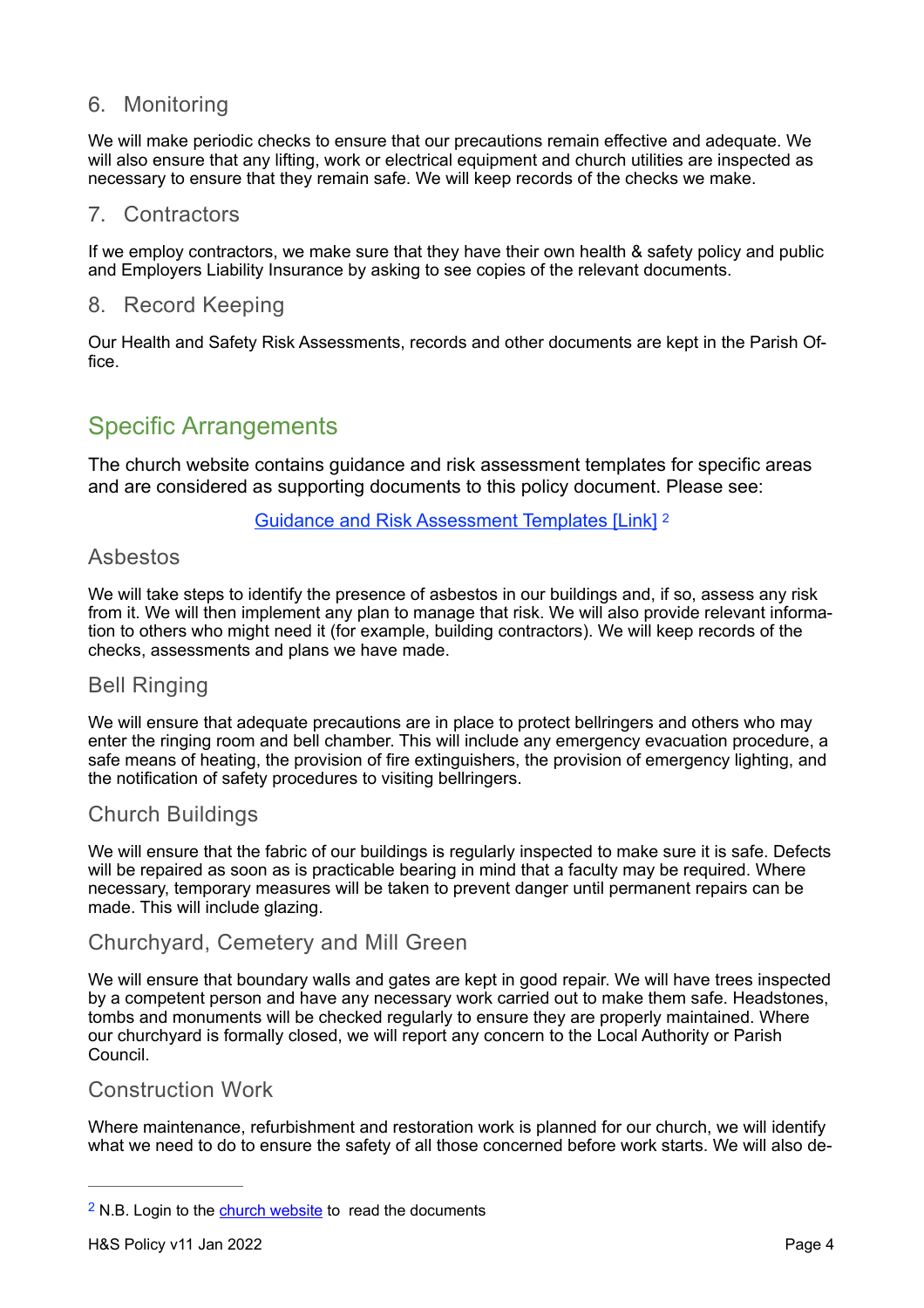## 6. Monitoring

We will make periodic checks to ensure that our precautions remain effective and adequate. We will also ensure that any lifting, work or electrical equipment and church utilities are inspected as necessary to ensure that they remain safe. We will keep records of the checks we make.

## 7. Contractors

If we employ contractors, we make sure that they have their own health & safety policy and public and Employers Liability Insurance by asking to see copies of the relevant documents.

## 8. Record Keeping

Our Health and Safety Risk Assessments, records and other documents are kept in the Parish Office.

# Specific Arrangements

The church website contains guidance and risk assessment templates for specific areas and are considered as supporting documents to this policy document. Please see:

[Guidance and Risk Assessment Templates [Link]] [2]

### Asbestos

We will take steps to identify the presence of asbestos in our buildings and, if so, assess any risk from it. We will then implement any plan to manage that risk. We will also provide relevant information to others who might need it (for example, building contractors). We will keep records of the checks, assessments and plans we have made.

### Bell Ringing

We will ensure that adequate precautions are in place to protect bellringers and others who may enter the ringing room and bell chamber. This will include any emergency evacuation procedure, a safe means of heating, the provision of fire extinguishers, the provision of emergency lighting, and the notification of safety procedures to visiting bellringers.

### Church Buildings

We will ensure that the fabric of our buildings is regularly inspected to make sure it is safe. Defects will be repaired as soon as is practicable bearing in mind that a faculty may be required. Where necessary, temporary measures will be taken to prevent danger until permanent repairs can be made. This will include glazing.

### Churchyard, Cemetery and Mill Green

We will ensure that boundary walls and gates are kept in good repair. We will have trees inspected by a competent person and have any necessary work carried out to make them safe. Headstones, tombs and monuments will be checked regularly to ensure they are properly maintained. Where our churchyard is formally closed, we will report any concern to the Local Authority or Parish Council.

### Construction Work

Where maintenance, refurbishment and restoration work is planned for our church, we will identify what we need to do to ensure the safety of all those concerned before work starts. We will also de-

---

[2] N.B. Login to the church website to read the documents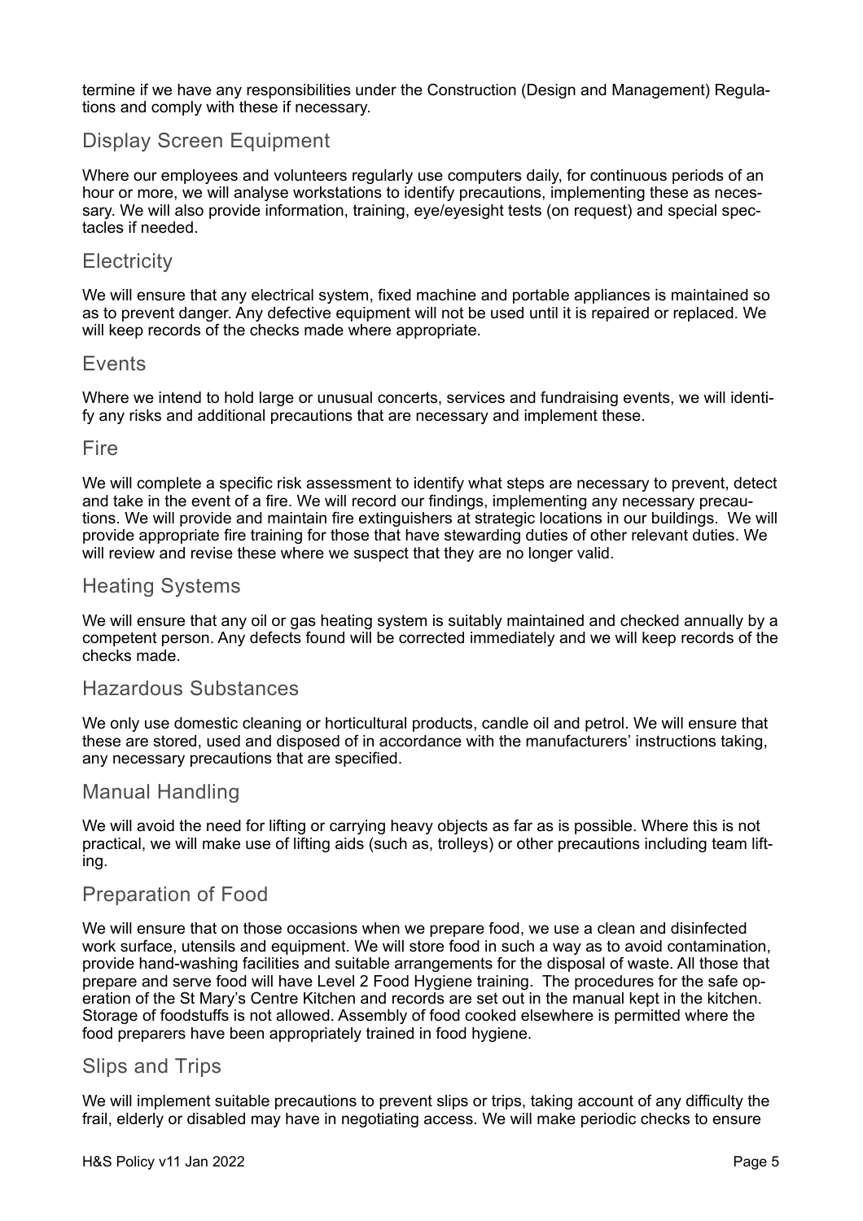termine if we have any responsibilities under the Construction (Design and Management) Regulations and comply with these if necessary.

## Display Screen Equipment

Where our employees and volunteers regularly use computers daily, for continuous periods of an hour or more, we will analyse workstations to identify precautions, implementing these as necessary. We will also provide information, training, eye/eyesight tests (on request) and special spectacles if needed.

## Electricity

We will ensure that any electrical system, fixed machine and portable appliances is maintained so as to prevent danger. Any defective equipment will not be used until it is repaired or replaced. We will keep records of the checks made where appropriate.

## Events

Where we intend to hold large or unusual concerts, services and fundraising events, we will identify any risks and additional precautions that are necessary and implement these.

## Fire

We will complete a specific risk assessment to identify what steps are necessary to prevent, detect and take in the event of a fire. We will record our findings, implementing any necessary precautions. We will provide and maintain fire extinguishers at strategic locations in our buildings. We will provide appropriate fire training for those that have stewarding duties of other relevant duties. We will review and revise these where we suspect that they are no longer valid.

## Heating Systems

We will ensure that any oil or gas heating system is suitably maintained and checked annually by a competent person. Any defects found will be corrected immediately and we will keep records of the checks made.

## Hazardous Substances

We only use domestic cleaning or horticultural products, candle oil and petrol. We will ensure that these are stored, used and disposed of in accordance with the manufacturers' instructions taking, any necessary precautions that are specified.

## Manual Handling

We will avoid the need for lifting or carrying heavy objects as far as is possible. Where this is not practical, we will make use of lifting aids (such as, trolleys) or other precautions including team lifting.

## Preparation of Food

We will ensure that on those occasions when we prepare food, we use a clean and disinfected work surface, utensils and equipment. We will store food in such a way as to avoid contamination, provide hand-washing facilities and suitable arrangements for the disposal of waste. All those that prepare and serve food will have Level 2 Food Hygiene training. The procedures for the safe operation of the St Mary's Centre Kitchen and records are set out in the manual kept in the kitchen. Storage of foodstuffs is not allowed. Assembly of food cooked elsewhere is permitted where the food preparers have been appropriately trained in food hygiene.

## Slips and Trips

We will implement suitable precautions to prevent slips or trips, taking account of any difficulty the frail, elderly or disabled may have in negotiating access. We will make periodic checks to ensure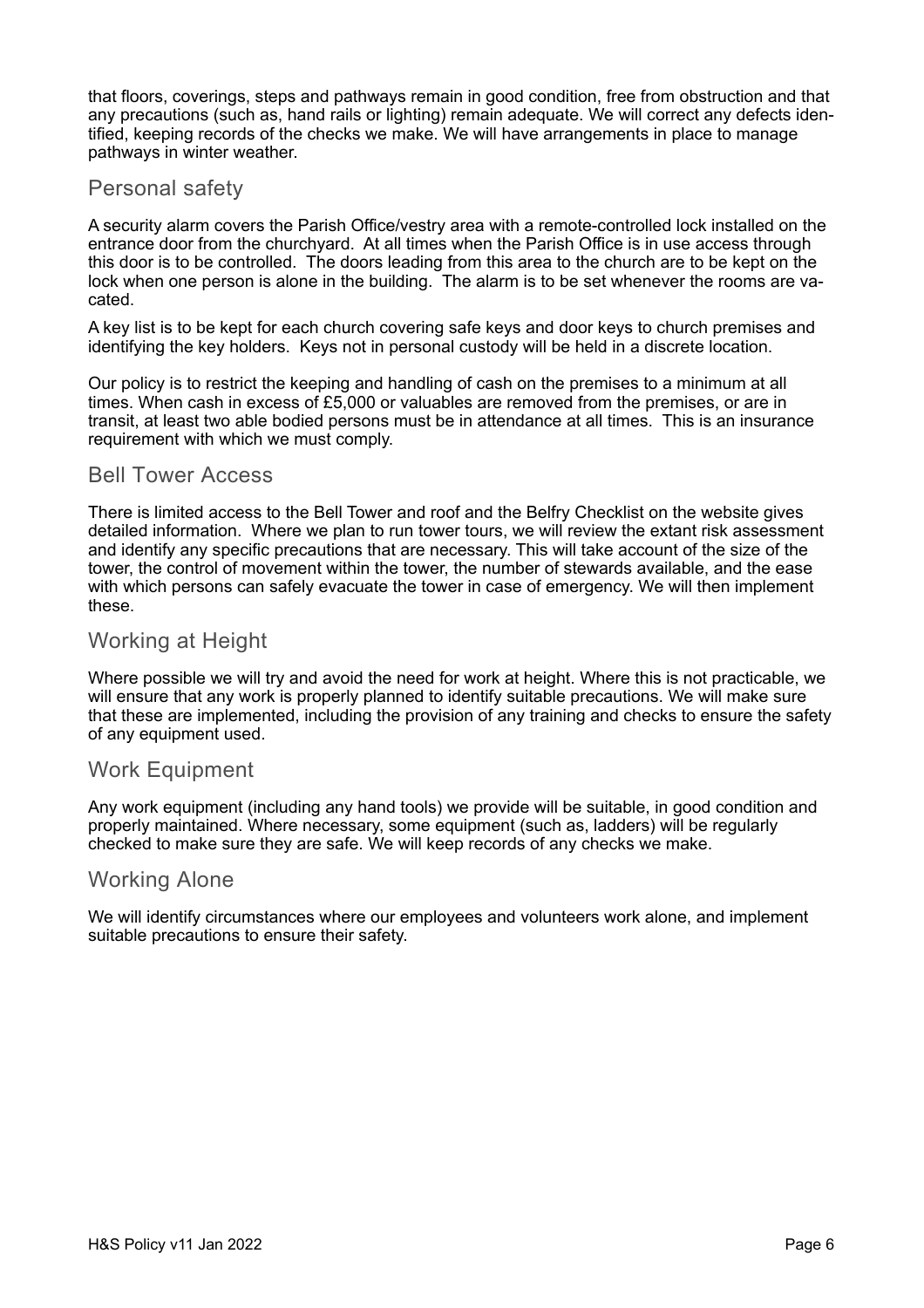that floors, coverings, steps and pathways remain in good condition, free from obstruction and that any precautions (such as, hand rails or lighting) remain adequate. We will correct any defects identified, keeping records of the checks we make. We will have arrangements in place to manage pathways in winter weather.

## Personal safety

A security alarm covers the Parish Office/vestry area with a remote-controlled lock installed on the entrance door from the churchyard. At all times when the Parish Office is in use access through this door is to be controlled. The doors leading from this area to the church are to be kept on the lock when one person is alone in the building. The alarm is to be set whenever the rooms are vacated.

A key list is to be kept for each church covering safe keys and door keys to church premises and identifying the key holders. Keys not in personal custody will be held in a discrete location.

Our policy is to restrict the keeping and handling of cash on the premises to a minimum at all times. When cash in excess of £5,000 or valuables are removed from the premises, or are in transit, at least two able bodied persons must be in attendance at all times. This is an insurance requirement with which we must comply.

## Bell Tower Access

There is limited access to the Bell Tower and roof and the Belfry Checklist on the website gives detailed information. Where we plan to run tower tours, we will review the extant risk assessment and identify any specific precautions that are necessary. This will take account of the size of the tower, the control of movement within the tower, the number of stewards available, and the ease with which persons can safely evacuate the tower in case of emergency. We will then implement these.

## Working at Height

Where possible we will try and avoid the need for work at height. Where this is not practicable, we will ensure that any work is properly planned to identify suitable precautions. We will make sure that these are implemented, including the provision of any training and checks to ensure the safety of any equipment used.

## Work Equipment

Any work equipment (including any hand tools) we provide will be suitable, in good condition and properly maintained. Where necessary, some equipment (such as, ladders) will be regularly checked to make sure they are safe. We will keep records of any checks we make.

## Working Alone

We will identify circumstances where our employees and volunteers work alone, and implement suitable precautions to ensure their safety.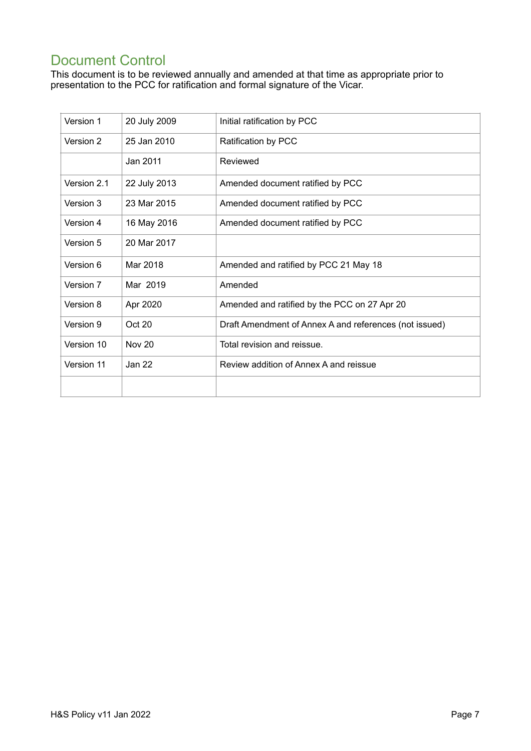## Document Control

This document is to be reviewed annually and amended at that time as appropriate prior to presentation to the PCC for ratification and formal signature of the Vicar.

| | | |
|---|---|---|
| Version 1 | 20 July 2009 | Initial ratification by PCC |
| Version 2 | 25 Jan 2010 | Ratification by PCC |
| | Jan 2011 | Reviewed |
| Version 2.1 | 22 July 2013 | Amended document ratified by PCC |
| Version 3 | 23 Mar 2015 | Amended document ratified by PCC |
| Version 4 | 16 May 2016 | Amended document ratified by PCC |
| Version 5 | 20 Mar 2017 | |
| Version 6 | Mar 2018 | Amended and ratified by PCC 21 May 18 |
| Version 7 | Mar 2019 | Amended |
| Version 8 | Apr 2020 | Amended and ratified by the PCC on 27 Apr 20 |
| Version 9 | Oct 20 | Draft Amendment of Annex A and references (not issued) |
| Version 10 | Nov 20 | Total revision and reissue. |
| Version 11 | Jan 22 | Review addition of Annex A and reissue |
| | | |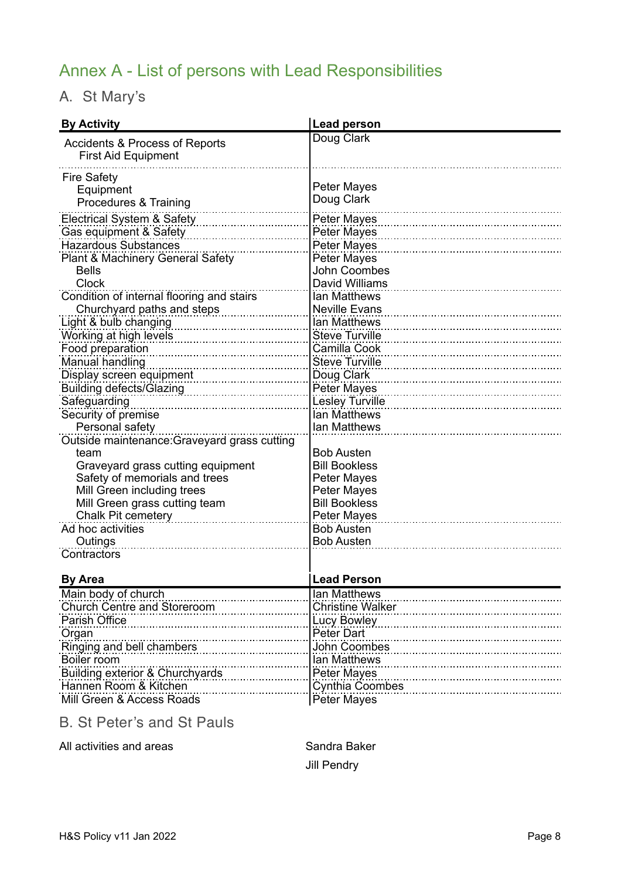## Annex A - List of persons with Lead Responsibilities

### A. St Mary's

| By Activity | Lead person |
|---|---|
| Accidents & Process of Reports | Doug Clark |
| First Aid Equipment | |
| Fire Safety | |
| Equipment | Peter Mayes |
| Procedures & Training | Doug Clark |
| Electrical System & Safety | Peter Mayes |
| Gas equipment & Safety | Peter Mayes |
| Hazardous Substances | Peter Mayes |
| Plant & Machinery General Safety | Peter Mayes |
| Bells | John Coombes |
| Clock | David Williams |
| Condition of internal flooring and stairs | Ian Matthews |
| Churchyard paths and steps | Neville Evans |
| Light & bulb changing | Ian Matthews |
| Working at high levels | Steve Turville |
| Food preparation | Camilla Cook |
| Manual handling | Steve Turville |
| Display screen equipment | Doug Clark |
| Building defects/Glazing | Peter Mayes |
| Safeguarding | Lesley Turville |
| Security of premise | Ian Matthews |
| Personal safety | Ian Matthews |
| Outside maintenance: Graveyard grass cutting team | Bob Austen |
| Graveyard grass cutting equipment | Bill Bookless |
| Safety of memorials and trees | Peter Mayes |
| Mill Green including trees | Peter Mayes |
| Mill Green grass cutting team | Bill Bookless |
| Chalk Pit cemetery | Peter Mayes |
| Ad hoc activities | Bob Austen |
| Outings | Bob Austen |
| Contractors | |

| By Area | Lead Person |
|---|---|
| Main body of church | Ian Matthews |
| Church Centre and Storeroom | Christine Walker |
| Parish Office | Lucy Bowley |
| Organ | Peter Dart |
| Ringing and bell chambers | John Coombes |
| Boiler room | Ian Matthews |
| Building exterior & Churchyards | Peter Mayes |
| Hannen Room & Kitchen | Cynthia Coombes |
| Mill Green & Access Roads | Peter Mayes |

### B. St Peter's and St Pauls

| | |
|---|---|
| All activities and areas | Sandra Baker |
| | Jill Pendry |